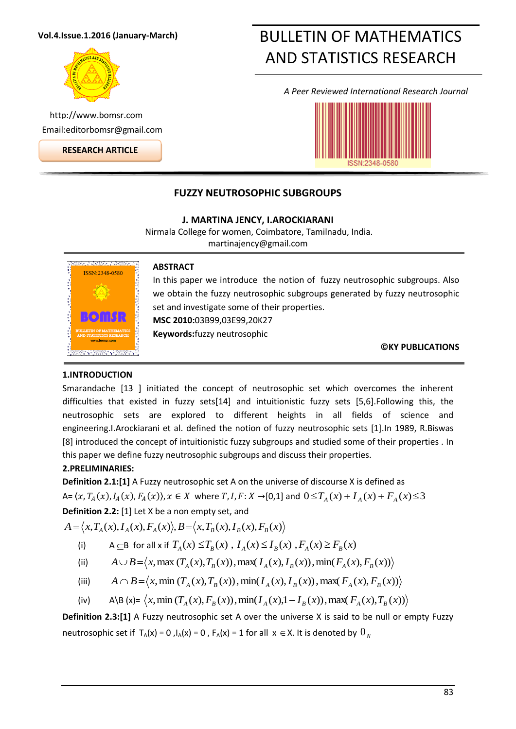# FUZZY NEUTROSOPHIC SUBGROUPS

**J. MARTINA JENCY, I.AROCKIARANI**

Nirmala College for women, Coimbatore, Tamilnadu, India.
martinajency@gmail.com

**RESEARCH ARTICLE**

## ABSTRACT

In this paper we introduce the notion of fuzzy neutrosophic subgroups. Also we obtain the fuzzy neutrosophic subgroups generated by fuzzy neutrosophic set and investigate some of their properties.

**MSC 2010:**03B99,03E99,20K27

**Keywords:**fuzzy neutrosophic

**©KY PUBLICATIONS**

## 1.INTRODUCTION

Smarandache [13 ] initiated the concept of neutrosophic set which overcomes the inherent difficulties that existed in fuzzy sets[14] and intuitionistic fuzzy sets [5,6].Following this, the neutrosophic sets are explored to different heights in all fields of science and engineering.I.Arockiarani et al. defined the notion of fuzzy neutrosophic sets [1].In 1989, R.Biswas [8] introduced the concept of intuitionistic fuzzy subgroups and studied some of their properties . In this paper we define fuzzy neutrosophic subgroups and discuss their properties.

## 2.PRELIMINARIES:

**Definition 2.1:[1]** A Fuzzy neutrosophic set A on the universe of discourse X is defined as A= $\langle x, T_A(x), I_A(x), F_A(x)\rangle, x \in X$ where $T, I, F: X \rightarrow [0,1]$ and $0 \leq T_A(x) + I_A(x) + F_A(x) \leq 3$

**Definition 2.2:** [1] Let X be a non empty set, and

$$A = \langle x, T_A(x), I_A(x), F_A(x)\rangle, B = \langle x, T_B(x), I_B(x), F_B(x)\rangle$$

(i) A $\subseteq$B for all x if $T_A(x) \leq T_B(x)$ , $I_A(x) \leq I_B(x)$ , $F_A(x) \geq F_B(x)$

(ii) $A \cup B = \langle x, \max(T_A(x), T_B(x)), \max(I_A(x), I_B(x)), \min(F_A(x), F_B(x))\rangle$

(iii) $A \cap B = \langle x, \min(T_A(x), T_B(x)), \min(I_A(x), I_B(x)), \max(F_A(x), F_B(x))\rangle$

(iv) A\B (x)= $\langle x, \min(T_A(x), F_B(x)), \min(I_A(x), 1 - I_B(x)), \max(F_A(x), T_B(x))\rangle$

**Definition 2.3:[1]** A Fuzzy neutrosophic set A over the universe X is said to be null or empty Fuzzy neutrosophic set if $T_A(x) = 0$ ,$I_A(x) = 0$ , $F_A(x) = 1$ for all $x \in$X. It is denoted by $0_N$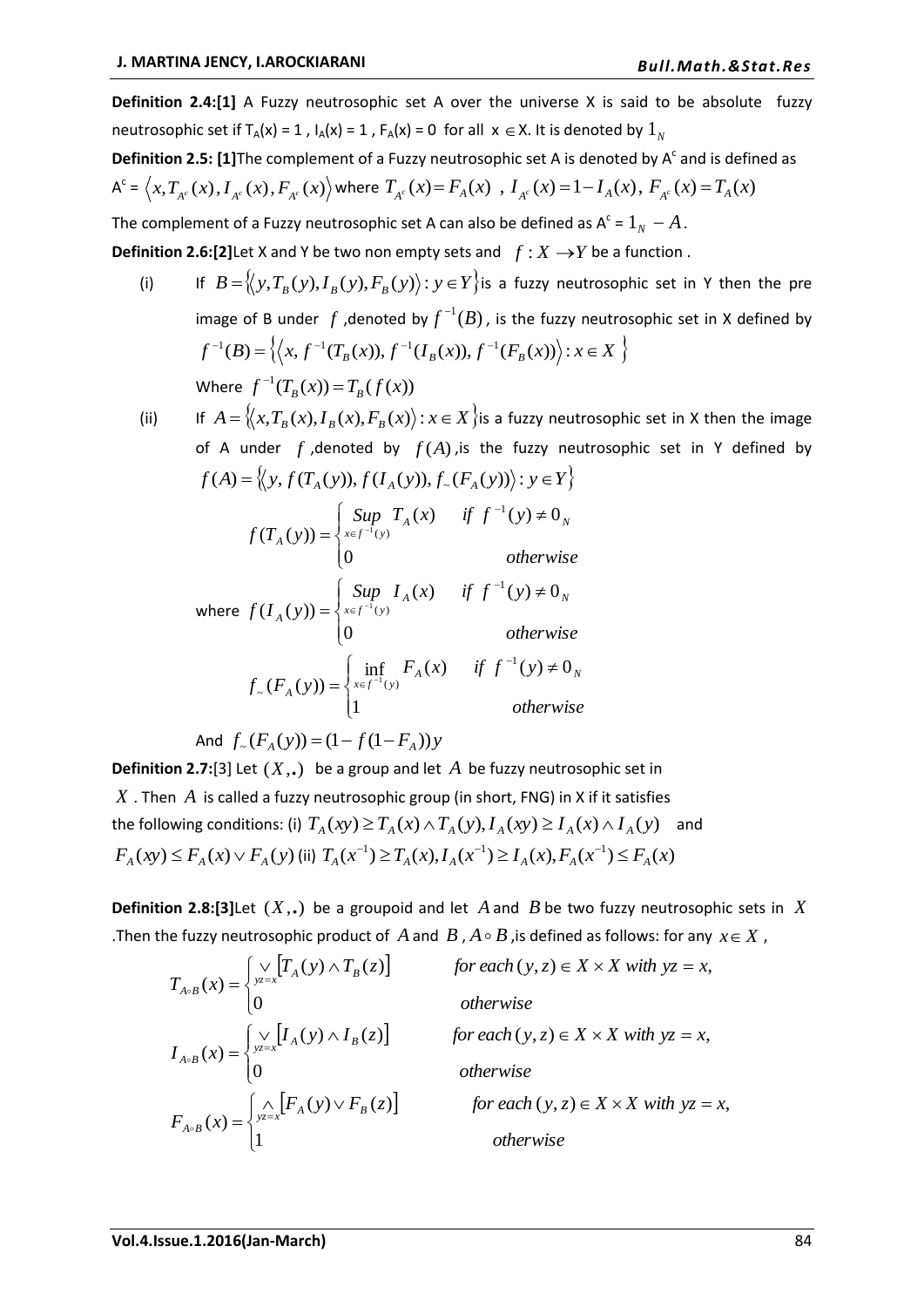**Definition 2.4:[1]** A Fuzzy neutrosophic set A over the universe X is said to be absolute fuzzy neutrosophic set if $T_A(x) = 1$ , $I_A(x) = 1$ , $F_A(x) = 0$ for all $x \in X$. It is denoted by $1_N$

**Definition 2.5: [1]**The complement of a Fuzzy neutrosophic set A is denoted by $A^c$ and is defined as $A^c = \langle x, T_{A^c}(x), I_{A^c}(x), F_{A^c}(x) \rangle$ where $T_{A^c}(x) = F_A(x)$ , $I_{A^c}(x) = 1 - I_A(x)$, $F_{A^c}(x) = T_A(x)$

The complement of a Fuzzy neutrosophic set A can also be defined as $A^c = 1_N - A$.

**Definition 2.6:[2]**Let X and Y be two non empty sets and $f : X \to Y$ be a function .

(i) If $B = \{\langle y, T_B(y), I_B(y), F_B(y) \rangle : y \in Y\}$is a fuzzy neutrosophic set in Y then the pre image of B under $f$ ,denoted by $f^{-1}(B)$, is the fuzzy neutrosophic set in X defined by $f^{-1}(B) = \{\langle x, f^{-1}(T_B(x)), f^{-1}(I_B(x)), f^{-1}(F_B(x)) \rangle : x \in X\}$

Where $f^{-1}(T_B(x)) = T_B(f(x))$

(ii) If $A = \{\langle x, T_B(x), I_B(x), F_B(x) \rangle : x \in X\}$is a fuzzy neutrosophic set in X then the image of A under $f$ ,denoted by $f(A)$,is the fuzzy neutrosophic set in Y defined by $f(A) = \{\langle y, f(T_A(y)), f(I_A(y)), f_{\sim}(F_A(y)) \rangle : y \in Y\}$

$$f(T_A(y)) = \begin{cases} \underset{x \in f^{-1}(y)}{Sup}\ T_A(x) & if\ f^{-1}(y) \neq 0_N \\ 0 & otherwise \end{cases}$$

where $$f(I_A(y)) = \begin{cases} \underset{x \in f^{-1}(y)}{Sup}\ I_A(x) & if\ f^{-1}(y) \neq 0_N \\ 0 & otherwise \end{cases}$$

$$f_{\sim}(F_A(y)) = \begin{cases} \underset{x \in f^{-1}(y)}{\inf}\ F_A(x) & if\ f^{-1}(y) \neq 0_N \\ 1 & otherwise \end{cases}$$

And $f_{\sim}(F_A(y)) = (1 - f(1 - F_A))y$

**Definition 2.7:**[3] Let $(X,.)$ be a group and let $A$ be fuzzy neutrosophic set in $X$ . Then $A$ is called a fuzzy neutrosophic group (in short, FNG) in X if it satisfies the following conditions: (i) $T_A(xy) \geq T_A(x) \wedge T_A(y), I_A(xy) \geq I_A(x) \wedge I_A(y)$ and $F_A(xy) \leq F_A(x) \vee F_A(y)$ (ii) $T_A(x^{-1}) \geq T_A(x), I_A(x^{-1}) \geq I_A(x), F_A(x^{-1}) \leq F_A(x)$

**Definition 2.8:[3]**Let $(X,.)$ be a groupoid and let $A$ and $B$ be two fuzzy neutrosophic sets in $X$ .Then the fuzzy neutrosophic product of $A$ and $B$ , $A \circ B$ ,is defined as follows: for any $x \in X$ ,

$$T_{A \circ B}(x) = \begin{cases} \underset{yz=x}{\vee}[T_A(y) \wedge T_B(z)] & for\ each\ (y,z) \in X \times X\ with\ yz = x, \\ 0 & otherwise \end{cases}$$

$$I_{A \circ B}(x) = \begin{cases} \underset{yz=x}{\vee}[I_A(y) \wedge I_B(z)] & for\ each\ (y,z) \in X \times X\ with\ yz = x, \\ 0 & otherwise \end{cases}$$

$$F_{A \circ B}(x) = \begin{cases} \underset{yz=x}{\wedge}[F_A(y) \vee F_B(z)] & for\ each\ (y,z) \in X \times X\ with\ yz = x, \\ 1 & otherwise \end{cases}$$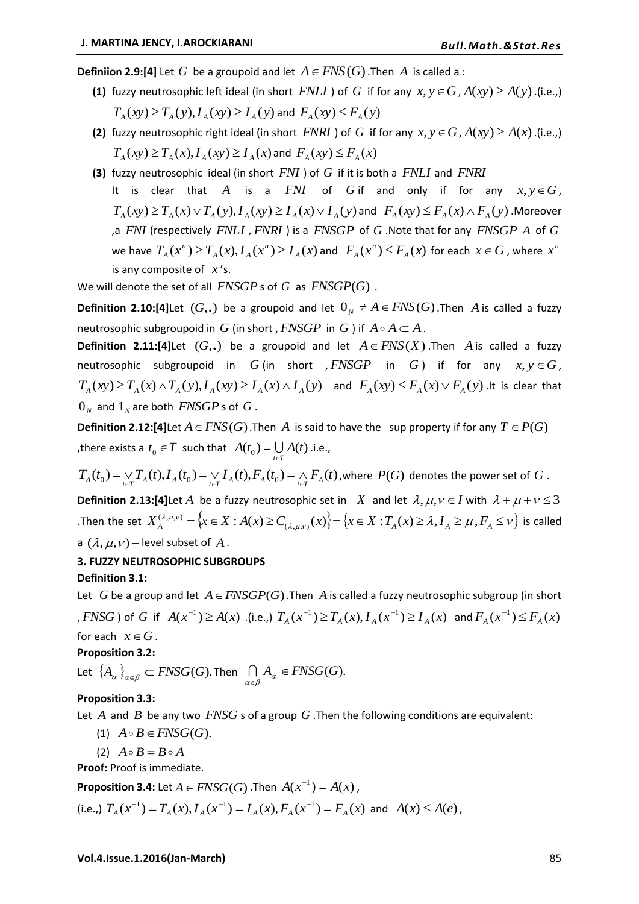**Definiion 2.9:[4]** Let $G$ be a groupoid and let $A \in FNS(G)$.Then $A$ is called a :

1. **(1)** fuzzy neutrosophic left ideal (in short $FNLI$ ) of $G$ if for any $x, y \in G$, $A(xy) \geq A(y)$ .(i.e.,) $T_A(xy) \geq T_A(y), I_A(xy) \geq I_A(y)$ and $F_A(xy) \leq F_A(y)$
2. **(2)** fuzzy neutrosophic right ideal (in short $FNRI$ ) of $G$ if for any $x, y \in G$, $A(xy) \geq A(x)$ .(i.e.,) $T_A(xy) \geq T_A(x), I_A(xy) \geq I_A(x)$ and $F_A(xy) \leq F_A(x)$
3. **(3)** fuzzy neutrosophic ideal (in short $FNI$ ) of $G$ if it is both a $FNLI$ and $FNRI$
   It is clear that $A$ is a $FNI$ of $G$ if and only if for any $x, y \in G$, $T_A(xy) \geq T_A(x) \vee T_A(y), I_A(xy) \geq I_A(x) \vee I_A(y)$ and $F_A(xy) \leq F_A(x) \wedge F_A(y)$ .Moreover ,a $FNI$ (respectively $FNLI$ , $FNRI$ ) is a $FNSGP$ of $G$ .Note that for any $FNSGP$ $A$ of $G$ we have $T_A(x^n) \geq T_A(x), I_A(x^n) \geq I_A(x)$ and $F_A(x^n) \leq F_A(x)$ for each $x \in G$, where $x^n$ is any composite of $x$'s.

We will denote the set of all $FNSGP$ s of $G$ as $FNSGP(G)$ .

**Definition 2.10:[4]**Let $(G,.)$ be a groupoid and let $0_N \neq A \in FNS(G)$.Then $A$ is called a fuzzy neutrosophic subgroupoid in $G$ (in short , $FNSGP$ in $G$ ) if $A \circ A \subset A$.

**Definition 2.11:[4]**Let $(G,.)$ be a groupoid and let $A \in FNS(X)$ .Then $A$ is called a fuzzy neutrosophic subgroupoid in $G$ (in short , $FNSGP$ in $G$ ) if for any $x, y \in G$, $T_A(xy) \geq T_A(x) \wedge T_A(y), I_A(xy) \geq I_A(x) \wedge I_A(y)$ and $F_A(xy) \leq F_A(x) \vee F_A(y)$ .It is clear that $0_N$ and $1_N$ are both $FNSGP$ s of $G$ .

**Definition 2.12:[4]**Let $A \in FNS(G)$ .Then $A$ is said to have the sup property if for any $T \in P(G)$ ,there exists a $t_0 \in T$ such that $A(t_0) = \bigcup_{t \in T} A(t)$ .i.e., $T_A(t_0) = \vee_{t \in T} T_A(t), I_A(t_0) = \vee_{t \in T} I_A(t), F_A(t_0) = \wedge_{t \in T} F_A(t)$ ,where $P(G)$ denotes the power set of $G$ .

**Definition 2.13:[4]**Let $A$ be a fuzzy neutrosophic set in $X$ and let $\lambda, \mu, \nu \in I$ with $\lambda + \mu + \nu \leq 3$ .Then the set $X_A^{(\lambda,\mu,\nu)} = \left\{x \in X : A(x) \geq C_{(\lambda,\mu,\nu)}(x)\right\} = \left\{x \in X : T_A(x) \geq \lambda, I_A \geq \mu, F_A \leq \nu\right\}$ is called a $(\lambda, \mu, \nu)-$ level subset of $A$ .

## 3. FUZZY NEUTROSOPHIC SUBGROUPS

**Definition 3.1:**

Let $G$ be a group and let $A \in FNSGP(G)$ .Then $A$ is called a fuzzy neutrosophic subgroup (in short , $FNSG$ ) of $G$ if $A(x^{-1}) \geq A(x)$ .(i.e.,) $T_A(x^{-1}) \geq T_A(x), I_A(x^{-1}) \geq I_A(x)$ and $F_A(x^{-1}) \leq F_A(x)$ for each $x \in G$ .

**Proposition 3.2:**

Let $\{A_\alpha\}_{\alpha \in \beta} \subset FNSG(G)$. Then $\bigcap_{\alpha \in \beta} A_\alpha \in FNSG(G).$

**Proposition 3.3:**

Let $A$ and $B$ be any two $FNSG$ s of a group $G$ .Then the following conditions are equivalent:

(1) $A \circ B \in FNSG(G).$

(2) $A \circ B = B \circ A$

**Proof:** Proof is immediate.

**Proposition 3.4:** Let $A \in FNSG(G)$ .Then $A(x^{-1}) = A(x)$ ,

(i.e.,) $T_A(x^{-1}) = T_A(x), I_A(x^{-1}) = I_A(x), F_A(x^{-1}) = F_A(x)$ and $A(x) \leq A(e)$ ,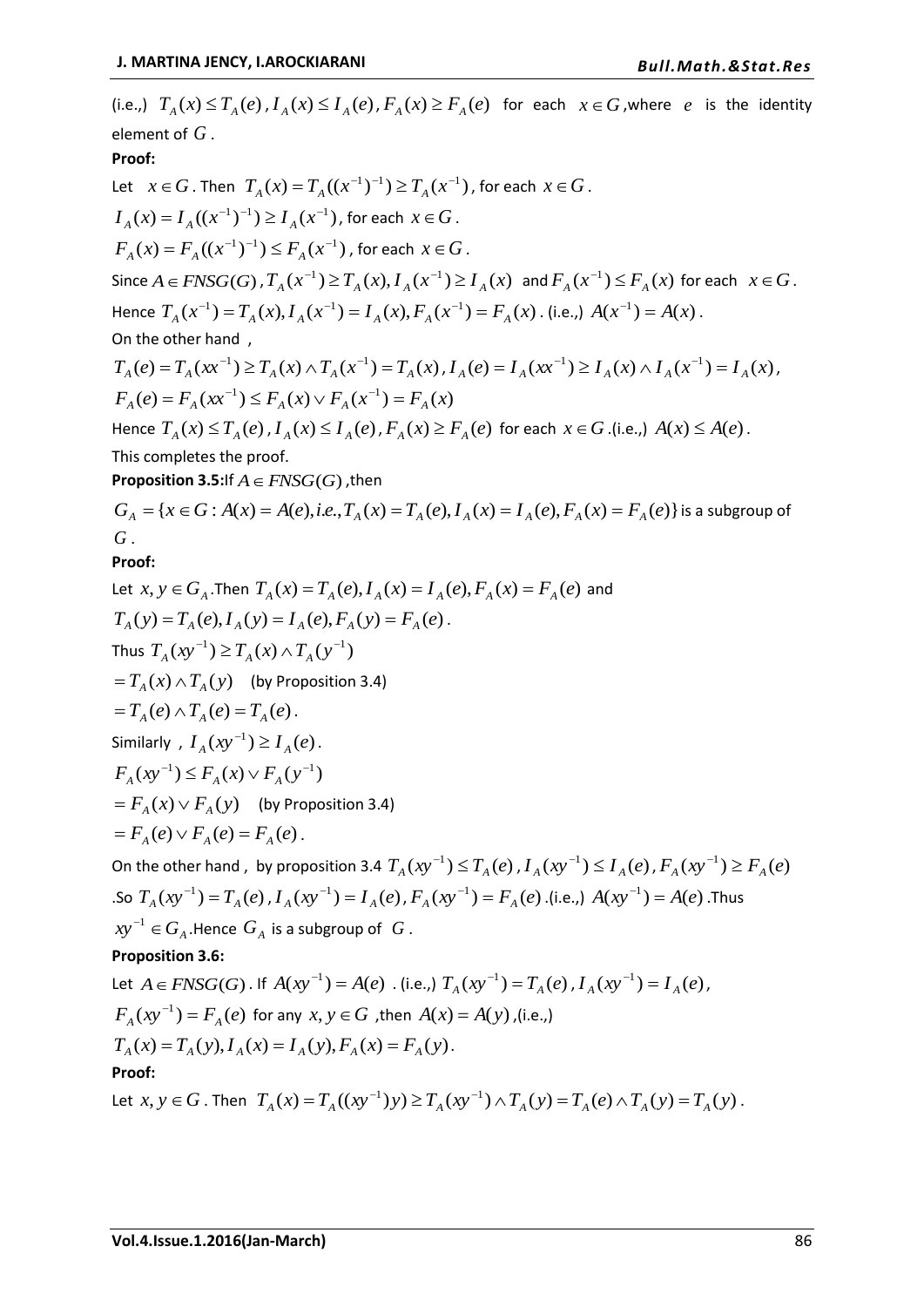(i.e.,) $T_A(x) \leq T_A(e)$, $I_A(x) \leq I_A(e)$, $F_A(x) \geq F_A(e)$ for each $x \in G$, where $e$ is the identity element of $G$.

**Proof:**

Let $x \in G$. Then $T_A(x) = T_A((x^{-1})^{-1}) \geq T_A(x^{-1})$, for each $x \in G$.

$I_A(x) = I_A((x^{-1})^{-1}) \geq I_A(x^{-1})$, for each $x \in G$.

$F_A(x) = F_A((x^{-1})^{-1}) \leq F_A(x^{-1})$, for each $x \in G$.

Since $A \in FNSG(G)$, $T_A(x^{-1}) \geq T_A(x), I_A(x^{-1}) \geq I_A(x)$ and $F_A(x^{-1}) \leq F_A(x)$ for each $x \in G$.

Hence $T_A(x^{-1}) = T_A(x), I_A(x^{-1}) = I_A(x), F_A(x^{-1}) = F_A(x)$. (i.e.,) $A(x^{-1}) = A(x)$.

On the other hand ,

$T_A(e) = T_A(xx^{-1}) \geq T_A(x) \wedge T_A(x^{-1}) = T_A(x)$, $I_A(e) = I_A(xx^{-1}) \geq I_A(x) \wedge I_A(x^{-1}) = I_A(x)$,

$F_A(e) = F_A(xx^{-1}) \leq F_A(x) \vee F_A(x^{-1}) = F_A(x)$

Hence $T_A(x) \leq T_A(e)$, $I_A(x) \leq I_A(e)$, $F_A(x) \geq F_A(e)$ for each $x \in G$.(i.e.,) $A(x) \leq A(e)$.

This completes the proof.

**Proposition 3.5:** If $A \in FNSG(G)$, then

$G_A = \{x \in G : A(x) = A(e), i.e., T_A(x) = T_A(e), I_A(x) = I_A(e), F_A(x) = F_A(e)\}$ is a subgroup of $G$.

**Proof:**

Let $x, y \in G_A$. Then $T_A(x) = T_A(e), I_A(x) = I_A(e), F_A(x) = F_A(e)$ and

$T_A(y) = T_A(e), I_A(y) = I_A(e), F_A(y) = F_A(e)$.

Thus $T_A(xy^{-1}) \geq T_A(x) \wedge T_A(y^{-1})$

$= T_A(x) \wedge T_A(y)$ (by Proposition 3.4)

$= T_A(e) \wedge T_A(e) = T_A(e)$.

Similarly , $I_A(xy^{-1}) \geq I_A(e)$.

$F_A(xy^{-1}) \leq F_A(x) \vee F_A(y^{-1})$

$= F_A(x) \vee F_A(y)$ (by Proposition 3.4)

$= F_A(e) \vee F_A(e) = F_A(e)$.

On the other hand , by proposition 3.4 $T_A(xy^{-1}) \leq T_A(e)$, $I_A(xy^{-1}) \leq I_A(e)$, $F_A(xy^{-1}) \geq F_A(e)$ .So $T_A(xy^{-1}) = T_A(e)$, $I_A(xy^{-1}) = I_A(e)$, $F_A(xy^{-1}) = F_A(e)$ .(i.e.,) $A(xy^{-1}) = A(e)$ .Thus $xy^{-1} \in G_A$.Hence $G_A$ is a subgroup of $G$.

**Proposition 3.6:**

Let $A \in FNSG(G)$. If $A(xy^{-1}) = A(e)$ . (i.e.,) $T_A(xy^{-1}) = T_A(e)$, $I_A(xy^{-1}) = I_A(e)$, $F_A(xy^{-1}) = F_A(e)$ for any $x, y \in G$ ,then $A(x) = A(y)$ ,(i.e.,) $T_A(x) = T_A(y), I_A(x) = I_A(y), F_A(x) = F_A(y)$.

**Proof:**

Let $x, y \in G$. Then $T_A(x) = T_A((xy^{-1})y) \geq T_A(xy^{-1}) \wedge T_A(y) = T_A(e) \wedge T_A(y) = T_A(y)$.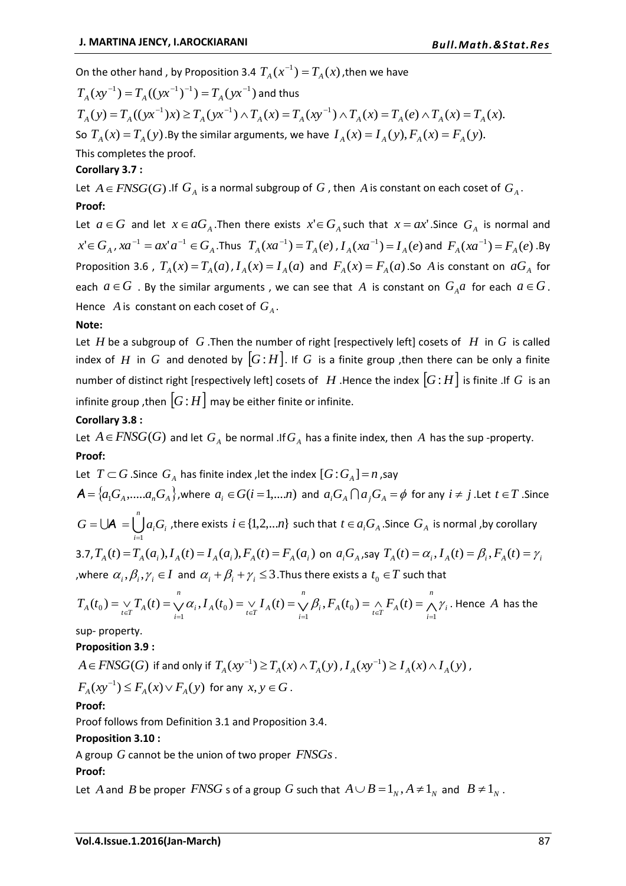On the other hand , by Proposition 3.4 $T_A(x^{-1}) = T_A(x)$ ,then we have

$T_A(xy^{-1}) = T_A((yx^{-1})^{-1}) = T_A(yx^{-1})$ and thus

$T_A(y) = T_A((yx^{-1})x) \geq T_A(yx^{-1}) \wedge T_A(x) = T_A(xy^{-1}) \wedge T_A(x) = T_A(e) \wedge T_A(x) = T_A(x).$

So $T_A(x) = T_A(y)$ .By the similar arguments, we have $I_A(x) = I_A(y), F_A(x) = F_A(y).$

This completes the proof.

**Corollary 3.7 :**

Let $A \in FNSG(G)$ .If $G_A$ is a normal subgroup of $G$ , then $A$ is constant on each coset of $G_A$ .

**Proof:**

Let $a \in G$ and let $x \in aG_A$ .Then there exists $x' \in G_A$ such that $x = ax'$ .Since $G_A$ is normal and $x' \in G_A$ , $xa^{-1} = ax'a^{-1} \in G_A$ .Thus $T_A(xa^{-1}) = T_A(e)$ , $I_A(xa^{-1}) = I_A(e)$ and $F_A(xa^{-1}) = F_A(e)$ .By Proposition 3.6 , $T_A(x) = T_A(a)$ , $I_A(x) = I_A(a)$ and $F_A(x) = F_A(a)$ .So $A$ is constant on $aG_A$ for each $a \in G$ . By the similar arguments , we can see that $A$ is constant on $G_A a$ for each $a \in G$ . Hence $A$ is constant on each coset of $G_A$ .

**Note:**

Let $H$ be a subgroup of $G$ .Then the number of right [respectively left] cosets of $H$ in $G$ is called index of $H$ in $G$ and denoted by $[G:H]$. If $G$ is a finite group ,then there can be only a finite number of distinct right [respectively left] cosets of $H$ .Hence the index $[G:H]$ is finite .If $G$ is an infinite group ,then $[G:H]$ may be either finite or infinite.

**Corollary 3.8 :**

Let $A \in FNSG(G)$ and let $G_A$ be normal .If $G_A$ has a finite index, then $A$ has the sup -property.

**Proof:**

Let $T \subset G$ .Since $G_A$ has finite index ,let the index $[G:G_A] = n$ ,say $\mathcal{A} = \{a_1G_A, .....a_nG_A\}$,where $a_i \in G(i = 1,....n)$ and $a_iG_A \cap a_jG_A = \phi$ for any $i \neq j$ .Let $t \in T$ .Since $G = \cup \mathcal{A} = \bigcup_{i=1}^{n} a_iG_i$ ,there exists $i \in \{1,2,...n\}$ such that $t \in a_iG_A$ .Since $G_A$ is normal ,by corollary 3.7, $T_A(t) = T_A(a_i), I_A(t) = I_A(a_i), F_A(t) = F_A(a_i)$ on $a_iG_A$ ,say $T_A(t) = \alpha_i, I_A(t) = \beta_i, F_A(t) = \gamma_i$ ,where $\alpha_i, \beta_i, \gamma_i \in I$ and $\alpha_i + \beta_i + \gamma_i \leq 3$ .Thus there exists a $t_0 \in T$ such that $T_A(t_0) = \vee_{t\in T} T_A(t) = \bigvee_{i=1}^{n} \alpha_i, I_A(t_0) = \vee_{t\in T} I_A(t) = \bigvee_{i=1}^{n} \beta_i, F_A(t_0) = \wedge_{t\in T} F_A(t) = \bigwedge_{i=1}^{n} \gamma_i$ . Hence $A$ has the sup- property.

**Proposition 3.9 :**

$A \in FNSG(G)$ if and only if $T_A(xy^{-1}) \geq T_A(x) \wedge T_A(y)$ , $I_A(xy^{-1}) \geq I_A(x) \wedge I_A(y)$ , $F_A(xy^{-1}) \leq F_A(x) \vee F_A(y)$ for any $x, y \in G$ .

**Proof:**

Proof follows from Definition 3.1 and Proposition 3.4.

**Proposition 3.10 :**

A group $G$ cannot be the union of two proper $FNSGs$ .

**Proof:**

Let $A$ and $B$ be proper $FNSG$ s of a group $G$ such that $A \cup B = 1_N, A \neq 1_N$ and $B \neq 1_N$ .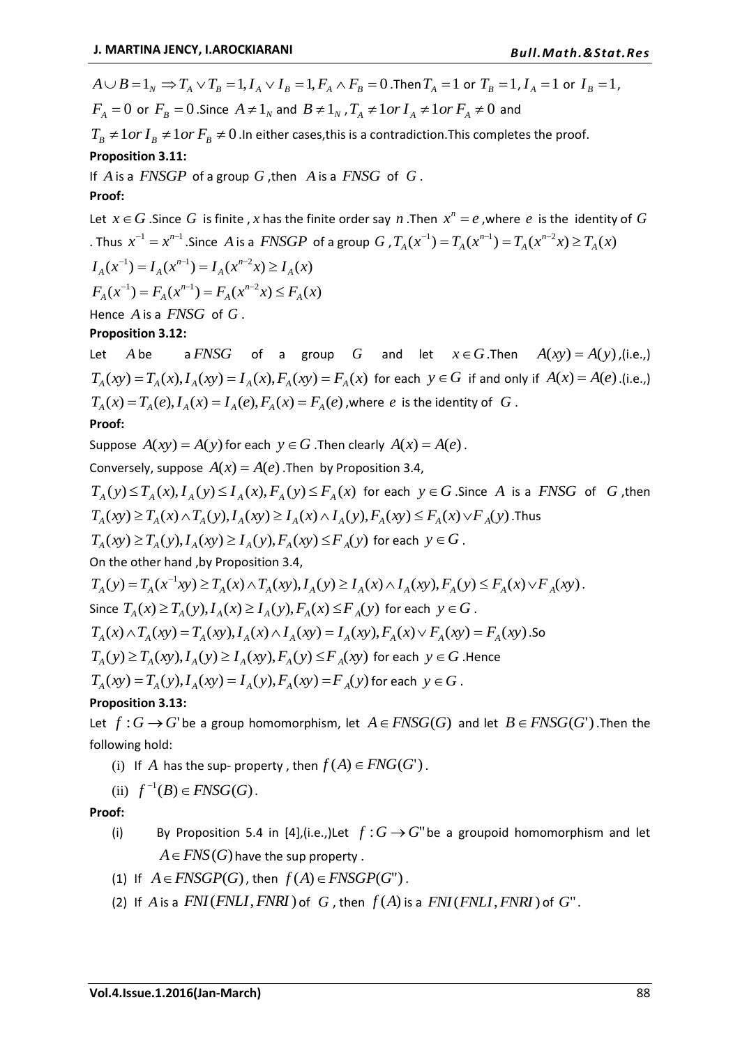$A \cup B = 1_N \Rightarrow T_A \vee T_B = 1, I_A \vee I_B = 1, F_A \wedge F_B = 0$. Then $T_A = 1$ or $T_B = 1, I_A = 1$ or $I_B = 1$, $F_A = 0$ or $F_B = 0$. Since $A \neq 1_N$ and $B \neq 1_N$, $T_A \neq 1$ or $I_A \neq 1$ or $F_A \neq 0$ and $T_B \neq 1$ or $I_B \neq 1$ or $F_B \neq 0$. In either cases, this is a contradiction. This completes the proof.

**Proposition 3.11:**

If $A$ is a $FNSGP$ of a group $G$, then $A$ is a $FNSG$ of $G$.

**Proof:**

Let $x \in G$. Since $G$ is finite, $x$ has the finite order say $n$. Then $x^n = e$, where $e$ is the identity of $G$. Thus $x^{-1} = x^{n-1}$. Since $A$ is a $FNSGP$ of a group $G$, $T_A(x^{-1}) = T_A(x^{n-1}) = T_A(x^{n-2}x) \geq T_A(x)$

$I_A(x^{-1}) = I_A(x^{n-1}) = I_A(x^{n-2}x) \geq I_A(x)$

$F_A(x^{-1}) = F_A(x^{n-1}) = F_A(x^{n-2}x) \leq F_A(x)$

Hence $A$ is a $FNSG$ of $G$.

**Proposition 3.12:**

Let $A$ be a $FNSG$ of a group $G$ and let $x \in G$. Then $A(xy) = A(y)$, (i.e.,) $T_A(xy) = T_A(x), I_A(xy) = I_A(x), F_A(xy) = F_A(x)$ for each $y \in G$ if and only if $A(x) = A(e)$. (i.e.,) $T_A(x) = T_A(e), I_A(x) = I_A(e), F_A(x) = F_A(e)$, where $e$ is the identity of $G$.

**Proof:**

Suppose $A(xy) = A(y)$ for each $y \in G$. Then clearly $A(x) = A(e)$.

Conversely, suppose $A(x) = A(e)$. Then by Proposition 3.4,

$T_A(y) \leq T_A(x), I_A(y) \leq I_A(x), F_A(y) \leq F_A(x)$ for each $y \in G$. Since $A$ is a $FNSG$ of $G$, then $T_A(xy) \geq T_A(x) \wedge T_A(y), I_A(xy) \geq I_A(x) \wedge I_A(y), F_A(xy) \leq F_A(x) \vee F_A(y)$. Thus

$T_A(xy) \geq T_A(y), I_A(xy) \geq I_A(y), F_A(xy) \leq F_A(y)$ for each $y \in G$.

On the other hand, by Proposition 3.4,

$T_A(y) = T_A(x^{-1}xy) \geq T_A(x) \wedge T_A(xy), I_A(y) \geq I_A(x) \wedge I_A(xy), F_A(y) \leq F_A(x) \vee F_A(xy)$.

Since $T_A(x) \geq T_A(y), I_A(x) \geq I_A(y), F_A(x) \leq F_A(y)$ for each $y \in G$.

$T_A(x) \wedge T_A(xy) = T_A(xy), I_A(x) \wedge I_A(xy) = I_A(xy), F_A(x) \vee F_A(xy) = F_A(xy)$. So

$T_A(y) \geq T_A(xy), I_A(y) \geq I_A(xy), F_A(y) \leq F_A(xy)$ for each $y \in G$. Hence

$T_A(xy) = T_A(y), I_A(xy) = I_A(y), F_A(xy) = F_A(y)$ for each $y \in G$.

**Proposition 3.13:**

Let $f : G \to G'$ be a group homomorphism, let $A \in FNSG(G)$ and let $B \in FNSG(G')$. Then the following hold:

(i) If $A$ has the sup- property, then $f(A) \in FNG(G')$.

(ii) $f^{-1}(B) \in FNSG(G)$.

**Proof:**

(i) By Proposition 5.4 in [4], (i.e.,) Let $f : G \to G''$ be a groupoid homomorphism and let $A \in FNS(G)$ have the sup property.

(1) If $A \in FNSGP(G)$, then $f(A) \in FNSGP(G'')$.

(2) If $A$ is a $FNI(FNLI, FNRI)$ of $G$, then $f(A)$ is a $FNI(FNLI, FNRI)$ of $G''$.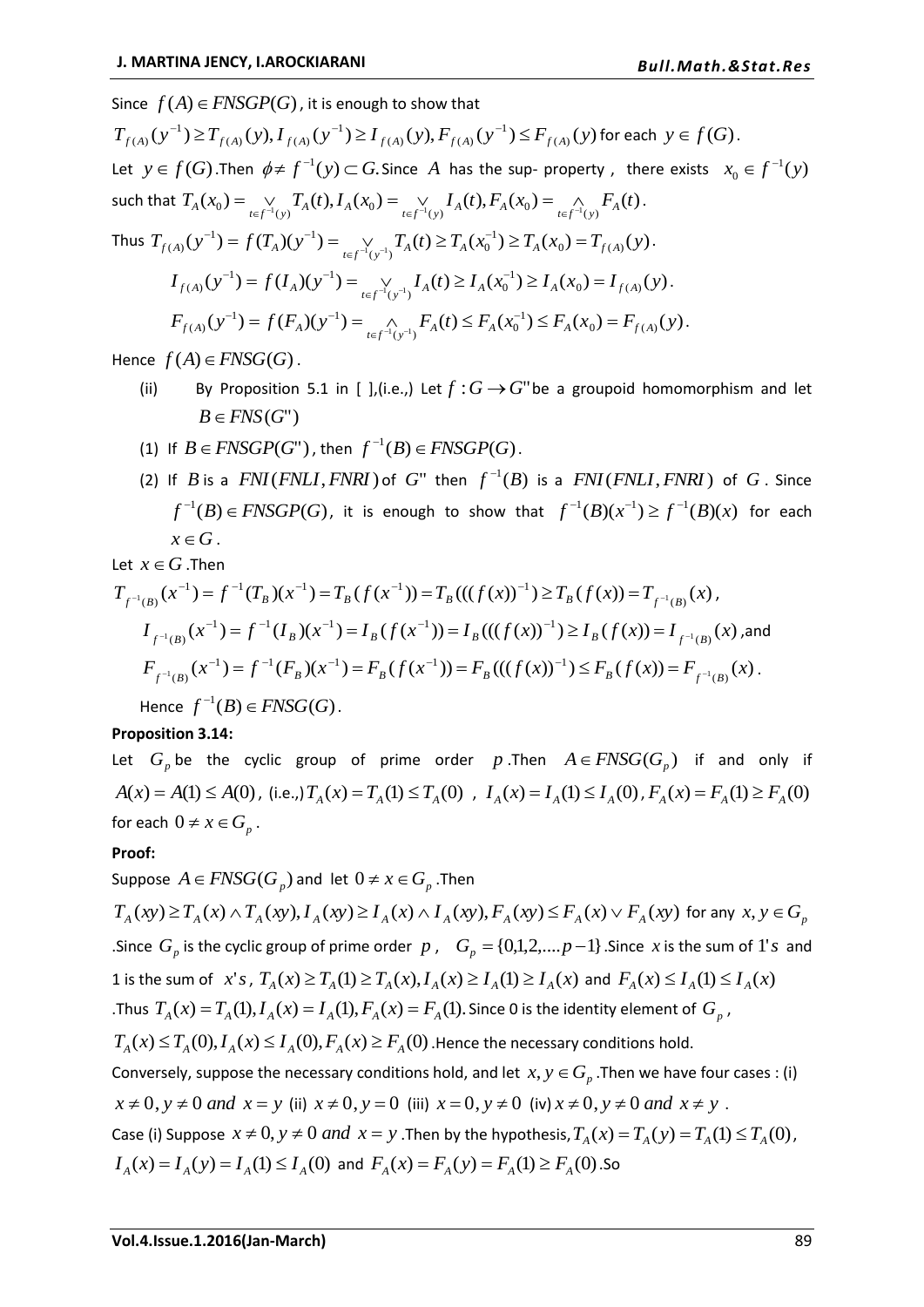Since $f(A) \in FNSGP(G)$, it is enough to show that

$T_{f(A)}(y^{-1}) \geq T_{f(A)}(y), I_{f(A)}(y^{-1}) \geq I_{f(A)}(y), F_{f(A)}(y^{-1}) \leq F_{f(A)}(y)$ for each $y \in f(G)$.

Let $y \in f(G)$.Then $\phi \neq f^{-1}(y) \subset G$. Since $A$ has the sup- property , there exists $x_0 \in f^{-1}(y)$ such that $T_A(x_0) = \underset{t \in f^{-1}(y)}{\vee} T_A(t), I_A(x_0) = \underset{t \in f^{-1}(y)}{\vee} I_A(t), F_A(x_0) = \underset{t \in f^{-1}(y)}{\wedge} F_A(t)$.

Thus $T_{f(A)}(y^{-1}) = f(T_A)(y^{-1}) = \underset{t \in f^{-1}(y^{-1})}{\vee} T_A(t) \geq T_A(x_0^{-1}) \geq T_A(x_0) = T_{f(A)}(y)$.

$$I_{f(A)}(y^{-1}) = f(I_A)(y^{-1}) = \underset{t \in f^{-1}(y^{-1})}{\vee} I_A(t) \geq I_A(x_0^{-1}) \geq I_A(x_0) = I_{f(A)}(y).$$

$$F_{f(A)}(y^{-1}) = f(F_A)(y^{-1}) = \underset{t \in f^{-1}(y^{-1})}{\wedge} F_A(t) \leq F_A(x_0^{-1}) \leq F_A(x_0) = F_{f(A)}(y).$$

Hence $f(A) \in FNSG(G)$.

(ii) By Proposition 5.1 in [ ],(i.e.,) Let $f : G \to G''$ be a groupoid homomorphism and let $B \in FNS(G'')$

(1) If $B \in FNSGP(G'')$, then $f^{-1}(B) \in FNSGP(G)$.

(2) If $B$ is a $FNI(FNLI, FNRI)$ of $G''$ then $f^{-1}(B)$ is a $FNI(FNLI, FNRI)$ of $G$. Since $f^{-1}(B) \in FNSGP(G)$, it is enough to show that $f^{-1}(B)(x^{-1}) \geq f^{-1}(B)(x)$ for each $x \in G$.

Let $x \in G$.Then

$T_{f^{-1}(B)}(x^{-1}) = f^{-1}(T_B)(x^{-1}) = T_B(f(x^{-1})) = T_B(((f(x))^{-1}) \geq T_B(f(x)) = T_{f^{-1}(B)}(x)$,

$I_{f^{-1}(B)}(x^{-1}) = f^{-1}(I_B)(x^{-1}) = I_B(f(x^{-1})) = I_B(((f(x))^{-1}) \geq I_B(f(x)) = I_{f^{-1}(B)}(x)$,and

$F_{f^{-1}(B)}(x^{-1}) = f^{-1}(F_B)(x^{-1}) = F_B(f(x^{-1})) = F_B(((f(x))^{-1}) \leq F_B(f(x)) = F_{f^{-1}(B)}(x)$.

Hence $f^{-1}(B) \in FNSG(G)$.

**Proposition 3.14:**

Let $G_p$ be the cyclic group of prime order $p$.Then $A \in FNSG(G_p)$ if and only if $A(x) = A(1) \leq A(0)$, (i.e.,) $T_A(x) = T_A(1) \leq T_A(0)$ , $I_A(x) = I_A(1) \leq I_A(0)$, $F_A(x) = F_A(1) \geq F_A(0)$ for each $0 \neq x \in G_p$.

**Proof:**

Suppose $A \in FNSG(G_p)$ and let $0 \neq x \in G_p$.Then

$T_A(xy) \geq T_A(x) \wedge T_A(xy), I_A(xy) \geq I_A(x) \wedge I_A(xy), F_A(xy) \leq F_A(x) \vee F_A(xy)$ for any $x, y \in G_p$ .Since $G_p$ is the cyclic group of prime order $p$, $G_p = \{0,1,2,....p-1\}$.Since $x$ is the sum of $1's$ and 1 is the sum of $x's$, $T_A(x) \geq T_A(1) \geq T_A(x), I_A(x) \geq I_A(1) \geq I_A(x)$ and $F_A(x) \leq I_A(1) \leq I_A(x)$ .Thus $T_A(x) = T_A(1), I_A(x) = I_A(1), F_A(x) = F_A(1)$. Since 0 is the identity element of $G_p$,

$T_A(x) \leq T_A(0), I_A(x) \leq I_A(0), F_A(x) \geq F_A(0)$ .Hence the necessary conditions hold.

Conversely, suppose the necessary conditions hold, and let $x, y \in G_p$.Then we have four cases : (i) $x \neq 0, y \neq 0$ *and* $x = y$ (ii) $x \neq 0, y = 0$ (iii) $x = 0, y \neq 0$ (iv) $x \neq 0, y \neq 0$ *and* $x \neq y$ .

Case (i) Suppose $x \neq 0, y \neq 0$ *and* $x = y$ .Then by the hypothesis, $T_A(x) = T_A(y) = T_A(1) \leq T_A(0)$, $I_A(x) = I_A(y) = I_A(1) \leq I_A(0)$ and $F_A(x) = F_A(y) = F_A(1) \geq F_A(0)$.So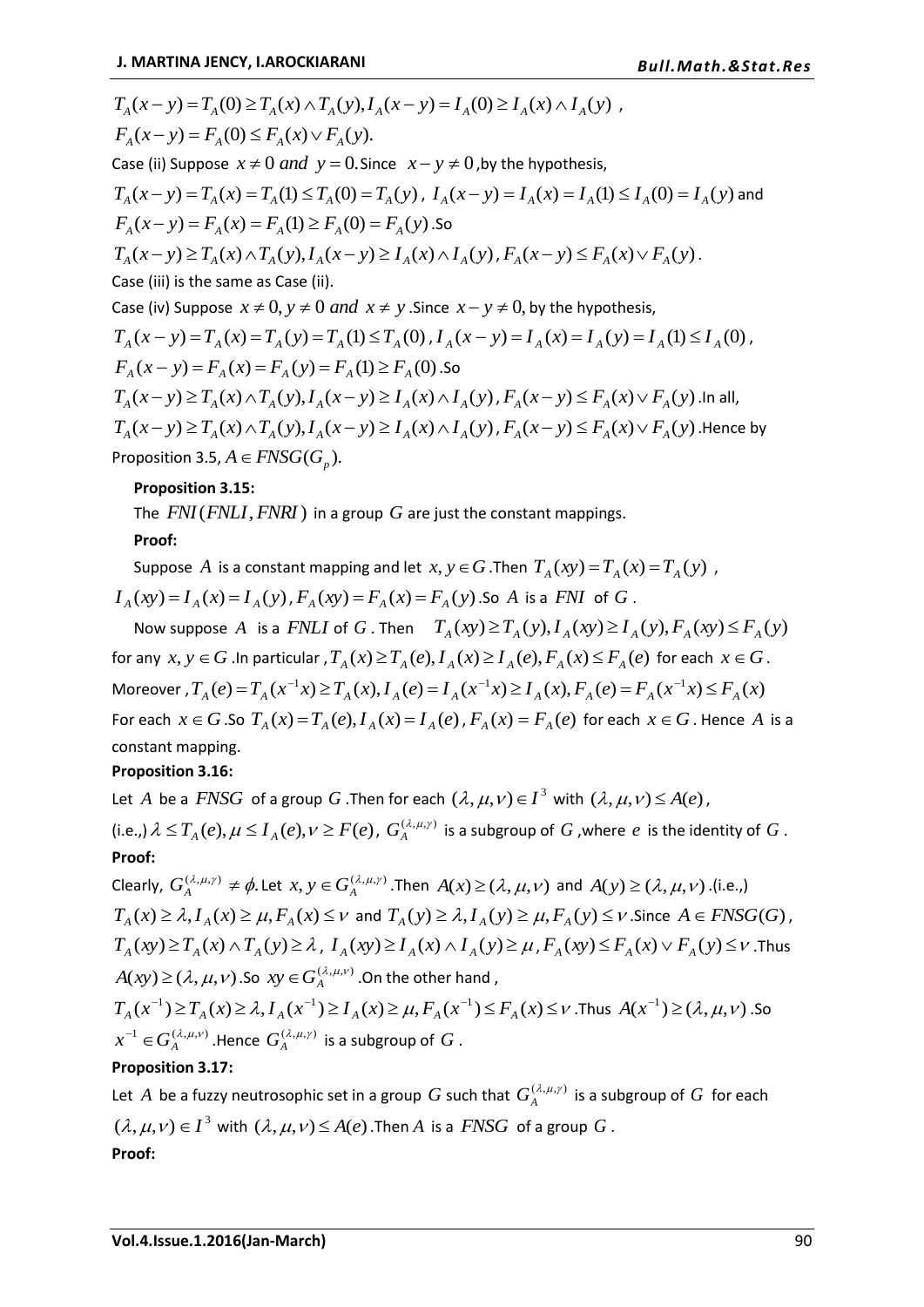$T_A(x-y)=T_A(0)\geq T_A(x)\wedge T_A(y), I_A(x-y)=I_A(0)\geq I_A(x)\wedge I_A(y)$ ,

$F_A(x-y)=F_A(0)\leq F_A(x)\vee F_A(y).$

Case (ii) Suppose $x\neq 0$ *and* $y=0$. Since $x-y\neq 0$, by the hypothesis,

$T_A(x-y)=T_A(x)=T_A(1)\leq T_A(0)=T_A(y)$ , $I_A(x-y)=I_A(x)=I_A(1)\leq I_A(0)=I_A(y)$ and

$F_A(x-y)=F_A(x)=F_A(1)\geq F_A(0)=F_A(y)$ .So

$T_A(x-y)\geq T_A(x)\wedge T_A(y), I_A(x-y)\geq I_A(x)\wedge I_A(y)$ , $F_A(x-y)\leq F_A(x)\vee F_A(y)$ .

Case (iii) is the same as Case (ii).

Case (iv) Suppose $x\neq 0, y\neq 0$ *and* $x\neq y$ .Since $x-y\neq 0$, by the hypothesis,

$T_A(x-y)=T_A(x)=T_A(y)=T_A(1)\leq T_A(0)$ , $I_A(x-y)=I_A(x)=I_A(y)=I_A(1)\leq I_A(0)$ ,

$F_A(x-y)=F_A(x)=F_A(y)=F_A(1)\geq F_A(0)$ .So

$T_A(x-y)\geq T_A(x)\wedge T_A(y), I_A(x-y)\geq I_A(x)\wedge I_A(y)$ , $F_A(x-y)\leq F_A(x)\vee F_A(y)$ .In all,

$T_A(x-y)\geq T_A(x)\wedge T_A(y), I_A(x-y)\geq I_A(x)\wedge I_A(y)$ , $F_A(x-y)\leq F_A(x)\vee F_A(y)$ .Hence by Proposition 3.5, $A\in FNSG(G_p)$.

**Proposition 3.15:**

The $FNI(FNLI, FNRI)$ in a group $G$ are just the constant mappings.

**Proof:**

Suppose $A$ is a constant mapping and let $x,y\in G$ .Then $T_A(xy)=T_A(x)=T_A(y)$ , $I_A(xy)=I_A(x)=I_A(y)$ , $F_A(xy)=F_A(x)=F_A(y)$ .So $A$ is a $FNI$ of $G$ .

Now suppose $A$ is a $FNLI$ of $G$ . Then $T_A(xy)\geq T_A(y), I_A(xy)\geq I_A(y), F_A(xy)\leq F_A(y)$ for any $x,y\in G$ .In particular , $T_A(x)\geq T_A(e), I_A(x)\geq I_A(e), F_A(x)\leq F_A(e)$ for each $x\in G$ . Moreover , $T_A(e)=T_A(x^{-1}x)\geq T_A(x), I_A(e)=I_A(x^{-1}x)\geq I_A(x), F_A(e)=F_A(x^{-1}x)\leq F_A(x)$ For each $x\in G$ .So $T_A(x)=T_A(e), I_A(x)=I_A(e)$ , $F_A(x)=F_A(e)$ for each $x\in G$ . Hence $A$ is a constant mapping.

**Proposition 3.16:**

Let $A$ be a $FNSG$ of a group $G$ .Then for each $(\lambda,\mu,\nu)\in I^3$ with $(\lambda,\mu,\nu)\leq A(e)$ , (i.e.,) $\lambda\leq T_A(e), \mu\leq I_A(e), \nu\geq F(e)$ , $G_A^{(\lambda,\mu,\gamma)}$ is a subgroup of $G$ ,where $e$ is the identity of $G$ .

**Proof:**

Clearly, $G_A^{(\lambda,\mu,\gamma)}\neq\phi$. Let $x,y\in G_A^{(\lambda,\mu,\gamma)}$ .Then $A(x)\geq(\lambda,\mu,\nu)$ and $A(y)\geq(\lambda,\mu,\nu)$ .(i.e.,) $T_A(x)\geq\lambda, I_A(x)\geq\mu, F_A(x)\leq\nu$ and $T_A(y)\geq\lambda, I_A(y)\geq\mu, F_A(y)\leq\nu$ .Since $A\in FNSG(G)$ , $T_A(xy)\geq T_A(x)\wedge T_A(y)\geq\lambda$ , $I_A(xy)\geq I_A(x)\wedge I_A(y)\geq\mu$ , $F_A(xy)\leq F_A(x)\vee F_A(y)\leq\nu$ .Thus $A(xy)\geq(\lambda,\mu,\nu)$ .So $xy\in G_A^{(\lambda,\mu,\nu)}$ .On the other hand ,

$T_A(x^{-1})\geq T_A(x)\geq\lambda, I_A(x^{-1})\geq I_A(x)\geq\mu, F_A(x^{-1})\leq F_A(x)\leq\nu$ .Thus $A(x^{-1})\geq(\lambda,\mu,\nu)$ .So $x^{-1}\in G_A^{(\lambda,\mu,\nu)}$ .Hence $G_A^{(\lambda,\mu,\gamma)}$ is a subgroup of $G$ .

**Proposition 3.17:**

Let $A$ be a fuzzy neutrosophic set in a group $G$ such that $G_A^{(\lambda,\mu,\gamma)}$ is a subgroup of $G$ for each $(\lambda,\mu,\nu)\in I^3$ with $(\lambda,\mu,\nu)\leq A(e)$ .Then $A$ is a $FNSG$ of a group $G$ .

**Proof:**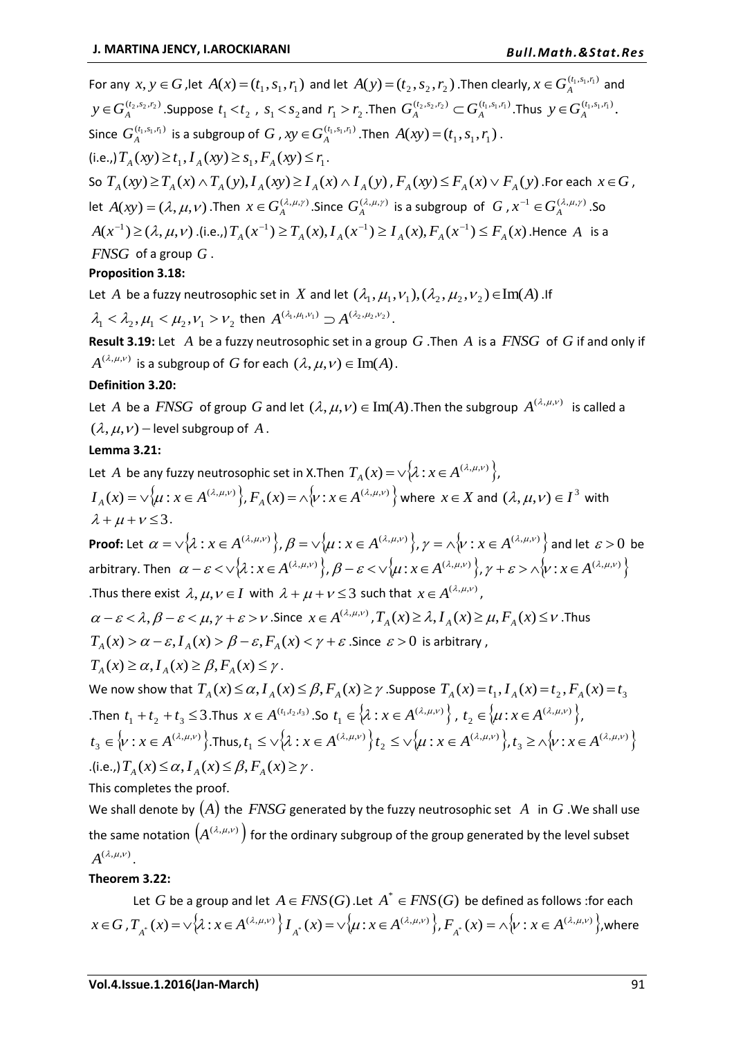For any $x, y \in G$ ,let $A(x) = (t_1, s_1, r_1)$ and let $A(y) = (t_2, s_2, r_2)$ .Then clearly, $x \in G_A^{(t_1,s_1,r_1)}$ and $y \in G_A^{(t_2,s_2,r_2)}$ .Suppose $t_1 < t_2$ , $s_1 < s_2$ and $r_1 > r_2$ .Then $G_A^{(t_2,s_2,r_2)} \subset G_A^{(t_1,s_1,r_1)}$ .Thus $y \in G_A^{(t_1,s_1,r_1)}$.
Since $G_A^{(t_1,s_1,r_1)}$ is a subgroup of $G$ , $xy \in G_A^{(t_1,s_1,r_1)}$ .Then $A(xy) = (t_1, s_1, r_1)$ .
(i.e.,) $T_A(xy) \geq t_1, I_A(xy) \geq s_1, F_A(xy) \leq r_1$.
So $T_A(xy) \geq T_A(x) \wedge T_A(y), I_A(xy) \geq I_A(x) \wedge I_A(y)$ , $F_A(xy) \leq F_A(x) \vee F_A(y)$ .For each $x \in G$ , let $A(xy) = (\lambda, \mu, \nu)$ .Then $x \in G_A^{(\lambda,\mu,\gamma)}$ .Since $G_A^{(\lambda,\mu,\gamma)}$ is a subgroup of $G$ , $x^{-1} \in G_A^{(\lambda,\mu,\gamma)}$ .So $A(x^{-1}) \geq (\lambda, \mu, \nu)$ .(i.e.,) $T_A(x^{-1}) \geq T_A(x), I_A(x^{-1}) \geq I_A(x), F_A(x^{-1}) \leq F_A(x)$ .Hence $A$ is a $FNSG$ of a group $G$ .

**Proposition 3.18:**

Let $A$ be a fuzzy neutrosophic set in $X$ and let $(\lambda_1, \mu_1, \nu_1), (\lambda_2, \mu_2, \nu_2) \in \mathrm{Im}(A)$ .If $\lambda_1 < \lambda_2, \mu_1 < \mu_2, \nu_1 > \nu_2$ then $A^{(\lambda_1,\mu_1,\nu_1)} \supset A^{(\lambda_2,\mu_2,\nu_2)}$.

**Result 3.19:** Let $A$ be a fuzzy neutrosophic set in a group $G$ .Then $A$ is a $FNSG$ of $G$ if and only if $A^{(\lambda,\mu,\nu)}$ is a subgroup of $G$ for each $(\lambda, \mu, \nu) \in \mathrm{Im}(A)$.

**Definition 3.20:**

Let $A$ be a $FNSG$ of group $G$ and let $(\lambda, \mu, \nu) \in \mathrm{Im}(A)$ .Then the subgroup $A^{(\lambda,\mu,\nu)}$ is called a $(\lambda, \mu, \nu)-$ level subgroup of $A$ .

**Lemma 3.21:**

Let $A$ be any fuzzy neutrosophic set in X.Then $T_A(x) = \vee\{\lambda : x \in A^{(\lambda,\mu,\nu)}\}$, $I_A(x) = \vee\{\mu : x \in A^{(\lambda,\mu,\nu)}\}, F_A(x) = \wedge\{\nu : x \in A^{(\lambda,\mu,\nu)}\}$ where $x \in X$ and $(\lambda, \mu, \nu) \in I^3$ with $\lambda + \mu + \nu \leq 3$.

**Proof:** Let $\alpha = \vee\{\lambda : x \in A^{(\lambda,\mu,\nu)}\}, \beta = \vee\{\mu : x \in A^{(\lambda,\mu,\nu)}\}, \gamma = \wedge\{\nu : x \in A^{(\lambda,\mu,\nu)}\}$ and let $\varepsilon > 0$ be arbitrary. Then $\alpha - \varepsilon < \vee\{\lambda : x \in A^{(\lambda,\mu,\nu)}\}, \beta - \varepsilon < \vee\{\mu : x \in A^{(\lambda,\mu,\nu)}\}, \gamma + \varepsilon > \wedge\{\nu : x \in A^{(\lambda,\mu,\nu)}\}$ .Thus there exist $\lambda, \mu, \nu \in I$ with $\lambda + \mu + \nu \leq 3$ such that $x \in A^{(\lambda,\mu,\nu)}$, $\alpha - \varepsilon < \lambda, \beta - \varepsilon < \mu, \gamma + \varepsilon > \nu$ .Since $x \in A^{(\lambda,\mu,\nu)}, T_A(x) \geq \lambda, I_A(x) \geq \mu, F_A(x) \leq \nu$ .Thus $T_A(x) > \alpha - \varepsilon, I_A(x) > \beta - \varepsilon, F_A(x) < \gamma + \varepsilon$ .Since $\varepsilon > 0$ is arbitrary , $T_A(x) \geq \alpha, I_A(x) \geq \beta, F_A(x) \leq \gamma$ .

We now show that $T_A(x) \leq \alpha, I_A(x) \leq \beta, F_A(x) \geq \gamma$ .Suppose $T_A(x) = t_1, I_A(x) = t_2, F_A(x) = t_3$ .Then $t_1 + t_2 + t_3 \leq 3$ .Thus $x \in A^{(t_1,t_2,t_3)}$ .So $t_1 \in \{\lambda : x \in A^{(\lambda,\mu,\nu)}\}$ , $t_2 \in \{\mu : x \in A^{(\lambda,\mu,\nu)}\}$, $t_3 \in \{\nu : x \in A^{(\lambda,\mu,\nu)}\}$.Thus, $t_1 \leq \vee\{\lambda : x \in A^{(\lambda,\mu,\nu)}\} t_2 \leq \vee\{\mu : x \in A^{(\lambda,\mu,\nu)}\}, t_3 \geq \wedge\{\nu : x \in A^{(\lambda,\mu,\nu)}\}$ .(i.e.,) $T_A(x) \leq \alpha, I_A(x) \leq \beta, F_A(x) \geq \gamma$ .

This completes the proof.

We shall denote by $(A)$ the $FNSG$ generated by the fuzzy neutrosophic set $A$ in $G$ .We shall use the same notation $\left(A^{(\lambda,\mu,\nu)}\right)$ for the ordinary subgroup of the group generated by the level subset $A^{(\lambda,\mu,\nu)}$.

**Theorem 3.22:**

Let $G$ be a group and let $A \in FNS(G)$ .Let $A^* \in FNS(G)$ be defined as follows :for each $x \in G$ , $T_{A^*}(x) = \vee\{\lambda : x \in A^{(\lambda,\mu,\nu)}\} I_{A^*}(x) = \vee\{\mu : x \in A^{(\lambda,\mu,\nu)}\}, F_{A^*}(x) = \wedge\{\nu : x \in A^{(\lambda,\mu,\nu)}\}$,where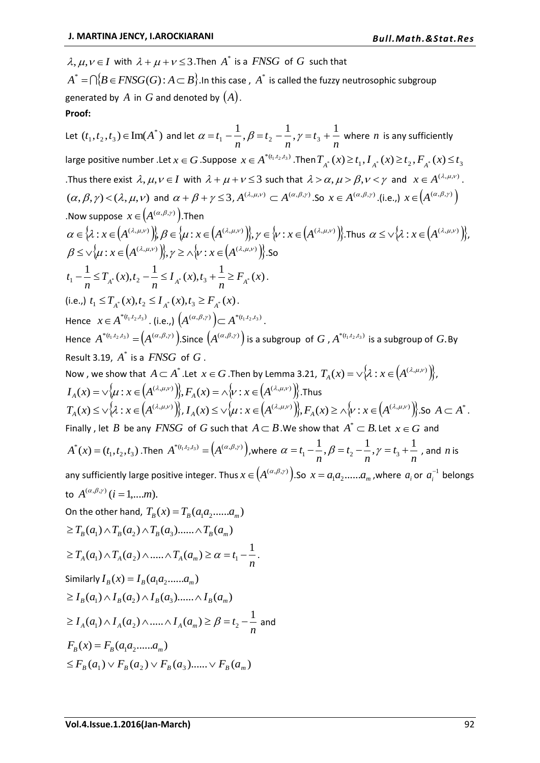$\lambda, \mu, \nu \in I$ with $\lambda + \mu + \nu \leq 3$.Then $A^*$ is a $FNSG$ of $G$ such that $A^* = \bigcap\{B \in FNSG(G) : A \subset B\}$.In this case , $A^*$ is called the fuzzy neutrosophic subgroup generated by $A$ in $G$ and denoted by $(A)$.

**Proof:**

Let $(t_1, t_2, t_3) \in \mathrm{Im}(A^*)$ and let $\alpha = t_1 - \frac{1}{n}, \beta = t_2 - \frac{1}{n}, \gamma = t_3 + \frac{1}{n}$ where $n$ is any sufficiently large positive number .Let $x \in G$ .Suppose $x \in A^{*(t_1.t_2,t_3)}$ .Then $T_{A^*}(x) \geq t_1, I_{A^*}(x) \geq t_2, F_{A^*}(x) \leq t_3$ .Thus there exist $\lambda, \mu, \nu \in I$ with $\lambda + \mu + \nu \leq 3$ such that $\lambda > \alpha, \mu > \beta, \nu < \gamma$ and $x \in A^{(\lambda,\mu,\nu)}$. $(\alpha, \beta, \gamma) < (\lambda, \mu, \nu)$ and $\alpha + \beta + \gamma \leq 3$, $A^{(\lambda,\mu,\nu)} \subset A^{(\alpha,\beta,\gamma)}$.So $x \in A^{(\alpha,\beta,\gamma)}$.(i.e.,) $x \in \left(A^{(\alpha,\beta,\gamma)}\right)$ .Now suppose $x \in \left(A^{(\alpha,\beta,\gamma)}\right)$.Then $\alpha \in \left\{\lambda : x \in \left(A^{(\lambda,\mu,\nu)}\right)\right\}, \beta \in \left\{\mu : x \in \left(A^{(\lambda,\mu,\nu)}\right)\right\}, \gamma \in \left\{\nu : x \in \left(A^{(\lambda,\mu,\nu)}\right)\right\}$.Thus $\alpha \leq \vee\left\{\lambda : x \in \left(A^{(\lambda,\mu,\nu)}\right)\right\}$, $\beta \leq \vee\left\{\mu : x \in \left(A^{(\lambda,\mu,\nu)}\right)\right\}, \gamma \geq \wedge\left\{\nu : x \in \left(A^{(\lambda,\mu,\nu)}\right)\right\}$.So

$t_1 - \frac{1}{n} \leq T_{A^*}(x), t_2 - \frac{1}{n} \leq I_{A^*}(x), t_3 + \frac{1}{n} \geq F_{A^*}(x)$.

(i.e.,) $t_1 \leq T_{A^*}(x), t_2 \leq I_{A^*}(x), t_3 \geq F_{A^*}(x)$.

Hence $x \in A^{*(t_1.t_2,t_3)}$. (i.e.,) $\left(A^{(\alpha,\beta,\gamma)}\right) \subset A^{*(t_1.t_2,t_3)}$.

Hence $A^{*(t_1.t_2,t_3)} = \left(A^{(\alpha,\beta,\gamma)}\right)$.Since $\left(A^{(\alpha,\beta,\gamma)}\right)$ is a subgroup of $G$ , $A^{*(t_1.t_2,t_3)}$ is a subgroup of $G$.By Result 3.19, $A^*$ is a $FNSG$ of $G$.

Now , we show that $A \subset A^*$.Let $x \in G$.Then by Lemma 3.21, $T_A(x) = \vee\left\{\lambda : x \in \left(A^{(\lambda,\mu,\nu)}\right)\right\}$, $I_A(x) = \vee\left\{\mu : x \in \left(A^{(\lambda,\mu,\nu)}\right)\right\}, F_A(x) = \wedge\left\{\nu : x \in \left(A^{(\lambda,\mu,\nu)}\right)\right\}$.Thus $T_A(x) \leq \vee\left\{\lambda : x \in \left(A^{(\lambda,\mu,\nu)}\right)\right\}, I_A(x) \leq \vee\left\{\mu : x \in \left(A^{(\lambda,\mu,\nu)}\right)\right\}, F_A(x) \geq \wedge\left\{\nu : x \in \left(A^{(\lambda,\mu,\nu)}\right)\right\}$.So $A \subset A^*$.

Finally , let $B$ be any $FNSG$ of $G$ such that $A \subset B$.We show that $A^* \subset B$. Let $x \in G$ and $A^*(x) = (t_1, t_2, t_3)$ .Then $A^{*(t_1.t_2,t_3)} = \left(A^{(\alpha,\beta,\gamma)}\right)$,where $\alpha = t_1 - \frac{1}{n}, \beta = t_2 - \frac{1}{n}, \gamma = t_3 + \frac{1}{n}$ , and $n$ is any sufficiently large positive integer. Thus $x \in \left(A^{(\alpha,\beta,\gamma)}\right)$.So $x = a_1 a_2 ...... a_m$ ,where $a_i$ or $a_i^{-1}$ belongs to $A^{(\alpha,\beta,\gamma)} (i = 1,....m)$.

On the other hand, $T_B(x) = T_B(a_1 a_2 ...... a_m)$

$\geq T_B(a_1) \wedge T_B(a_2) \wedge T_B(a_3) ...... \wedge T_B(a_m)$

$\geq T_A(a_1) \wedge T_A(a_2) \wedge ..... T_A(a_m) \geq \alpha = t_1 - \frac{1}{n}$.

Similarly $I_B(x) = I_B(a_1 a_2 ...... a_m)$

$\geq I_B(a_1) \wedge I_B(a_2) \wedge I_B(a_3) ...... \wedge I_B(a_m)$

$\geq I_A(a_1) \wedge I_A(a_2) \wedge ..... \wedge I_A(a_m) \geq \beta = t_2 - \frac{1}{n}$ and

$F_B(x) = F_B(a_1 a_2 ...... a_m)$

$\leq F_B(a_1) \vee F_B(a_2) \vee F_B(a_3) ...... \vee F_B(a_m)$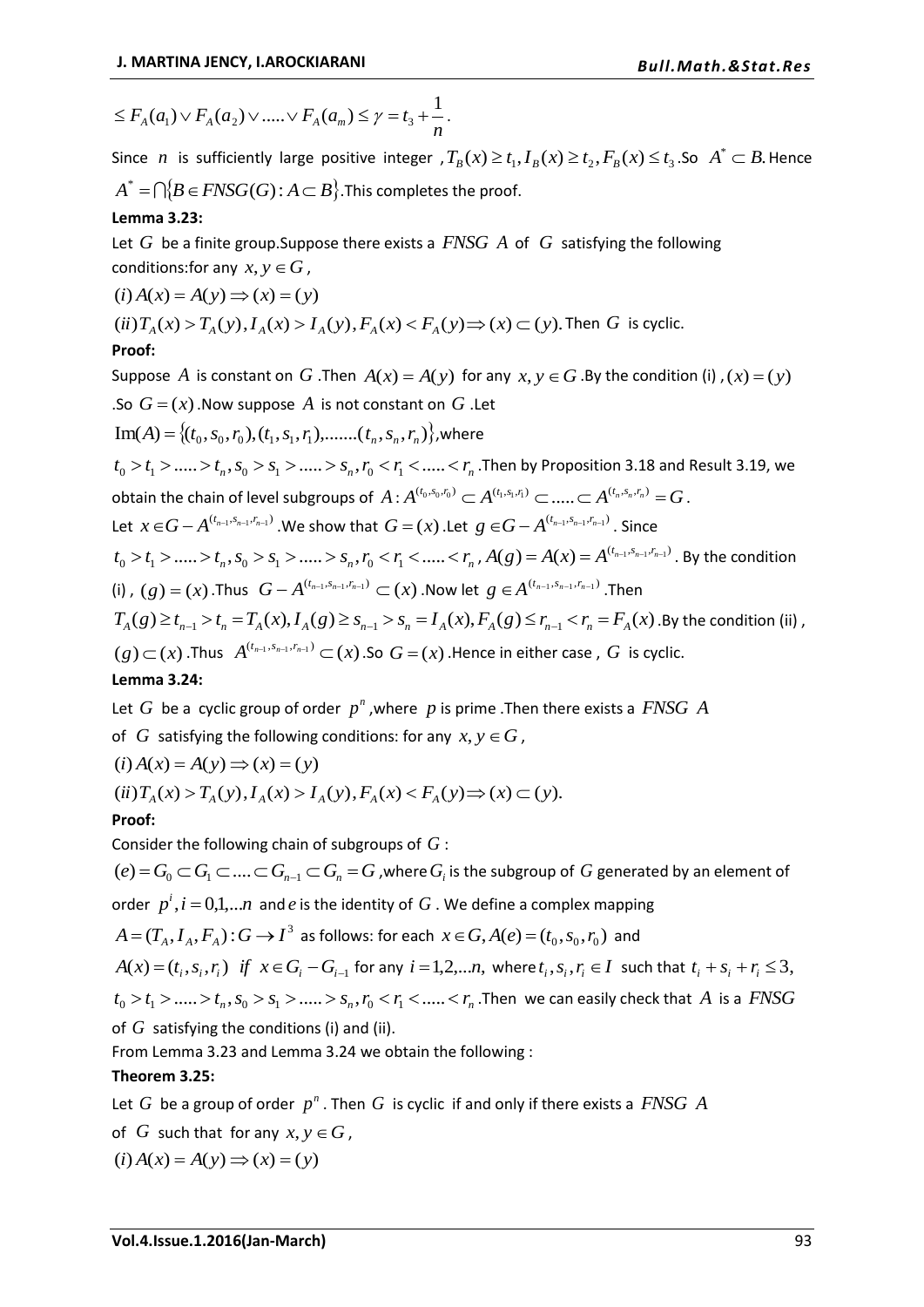$\leq F_A(a_1) \vee F_A(a_2) \vee ..... \vee F_A(a_m) \leq \gamma = t_3 + \frac{1}{n}$.

Since $n$ is sufficiently large positive integer , $T_B(x) \geq t_1, I_B(x) \geq t_2, F_B(x) \leq t_3$ .So $A^* \subset B$. Hence $A^* = \bigcap \{B \in FNSG(G) : A \subset B\}$.This completes the proof.

**Lemma 3.23:**

Let $G$ be a finite group.Suppose there exists a $FNSG$ $A$ of $G$ satisfying the following conditions:for any $x, y \in G$ ,

$(i) A(x) = A(y) \Rightarrow (x) = (y)$

$(ii) T_A(x) > T_A(y), I_A(x) > I_A(y), F_A(x) < F_A(y) \Rightarrow (x) \subset (y)$. Then $G$ is cyclic.

**Proof:**

Suppose $A$ is constant on $G$ .Then $A(x) = A(y)$ for any $x, y \in G$ .By the condition (i) , $(x) = (y)$ .So $G = (x)$ .Now suppose $A$ is not constant on $G$ .Let

$\text{Im}(A) = \{(t_0, s_0, r_0), (t_1, s_1, r_1), ......., (t_n, s_n, r_n)\}$,where

$t_0 > t_1 > ..... > t_n, s_0 > s_1 > ..... > s_n, r_0 < r_1 < ..... < r_n$ .Then by Proposition 3.18 and Result 3.19, we obtain the chain of level subgroups of $A : A^{(t_0,s_0,r_0)} \subset A^{(t_1,s_1,r_1)} \subset ..... \subset A^{(t_n,s_n,r_n)} = G$ .

Let $x \in G - A^{(t_{n-1},s_{n-1},r_{n-1})}$ .We show that $G = (x)$ .Let $g \in G - A^{(t_{n-1},s_{n-1},r_{n-1})}$ . Since $t_0 > t_1 > ..... > t_n, s_0 > s_1 > ..... > s_n, r_0 < r_1 < ..... < r_n$ , $A(g) = A(x) = A^{(t_{n-1},s_{n-1},r_{n-1})}$ . By the condition (i) , $(g) = (x)$ .Thus $G - A^{(t_{n-1},s_{n-1},r_{n-1})} \subset (x)$ .Now let $g \in A^{(t_{n-1},s_{n-1},r_{n-1})}$ .Then $T_A(g) \geq t_{n-1} > t_n = T_A(x), I_A(g) \geq s_{n-1} > s_n = I_A(x), F_A(g) \leq r_{n-1} < r_n = F_A(x)$ .By the condition (ii) , $(g) \subset (x)$ .Thus $A^{(t_{n-1},s_{n-1},r_{n-1})} \subset (x)$ .So $G = (x)$ .Hence in either case , $G$ is cyclic.

**Lemma 3.24:**

Let $G$ be a cyclic group of order $p^n$ ,where $p$ is prime .Then there exists a $FNSG$ $A$ of $G$ satisfying the following conditions: for any $x, y \in G$ ,

$(i) A(x) = A(y) \Rightarrow (x) = (y)$

$(ii) T_A(x) > T_A(y), I_A(x) > I_A(y), F_A(x) < F_A(y) \Rightarrow (x) \subset (y)$.

**Proof:**

Consider the following chain of subgroups of $G$ :

$(e) = G_0 \subset G_1 \subset .... \subset G_{n-1} \subset G_n = G$ ,where $G_i$ is the subgroup of $G$ generated by an element of order $p^i, i = 0,1,...n$ and $e$ is the identity of $G$ . We define a complex mapping $A = (T_A, I_A, F_A) : G \to I^3$ as follows: for each $x \in G, A(e) = (t_0, s_0, r_0)$ and $A(x) = (t_i, s_i, r_i)$ *if* $x \in G_i - G_{i-1}$ for any $i = 1,2,...n$, where $t_i, s_i, r_i \in I$ such that $t_i + s_i + r_i \leq 3$, $t_0 > t_1 > ..... > t_n, s_0 > s_1 > ..... > s_n, r_0 < r_1 < ..... < r_n$ .Then we can easily check that $A$ is a $FNSG$ of $G$ satisfying the conditions (i) and (ii).

From Lemma 3.23 and Lemma 3.24 we obtain the following :

**Theorem 3.25:**

Let $G$ be a group of order $p^n$ . Then $G$ is cyclic if and only if there exists a $FNSG$ $A$ of $G$ such that for any $x, y \in G$ ,

$(i) A(x) = A(y) \Rightarrow (x) = (y)$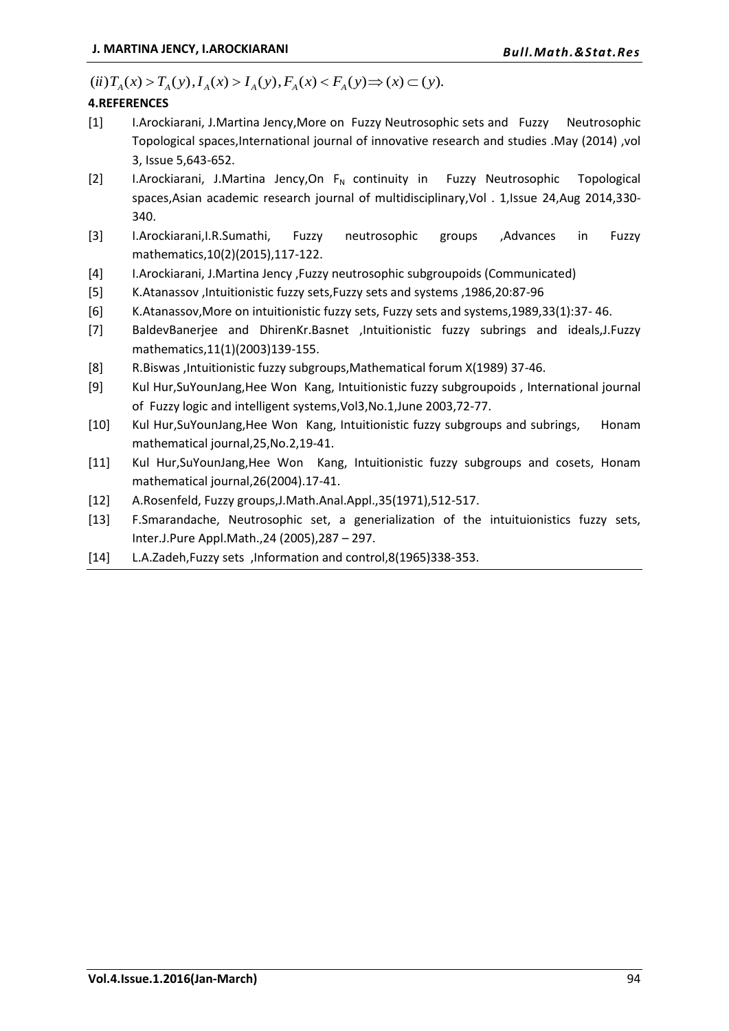$(ii) T_A(x) > T_A(y), I_A(x) > I_A(y), F_A(x) < F_A(y) \Rightarrow (x) \subset (y).$

## 4.REFERENCES

[1] I.Arockiarani, J.Martina Jency,More on Fuzzy Neutrosophic sets and Fuzzy Neutrosophic Topological spaces,International journal of innovative research and studies .May (2014) ,vol 3, Issue 5,643-652.

[2] I.Arockiarani, J.Martina Jency,On $F_N$ continuity in Fuzzy Neutrosophic Topological spaces,Asian academic research journal of multidisciplinary,Vol . 1,Issue 24,Aug 2014,330-340.

[3] I.Arockiarani,I.R.Sumathi, Fuzzy neutrosophic groups ,Advances in Fuzzy mathematics,10(2)(2015),117-122.

[4] I.Arockiarani, J.Martina Jency ,Fuzzy neutrosophic subgroupoids (Communicated)

[5] K.Atanassov ,Intuitionistic fuzzy sets,Fuzzy sets and systems ,1986,20:87-96

[6] K.Atanassov,More on intuitionistic fuzzy sets, Fuzzy sets and systems,1989,33(1):37- 46.

[7] BaldevBanerjee and DhirenKr.Basnet ,Intuitionistic fuzzy subrings and ideals,J.Fuzzy mathematics,11(1)(2003)139-155.

[8] R.Biswas ,Intuitionistic fuzzy subgroups,Mathematical forum X(1989) 37-46.

[9] Kul Hur,SuYounJang,Hee Won Kang, Intuitionistic fuzzy subgroupoids , International journal of Fuzzy logic and intelligent systems,Vol3,No.1,June 2003,72-77.

[10] Kul Hur,SuYounJang,Hee Won Kang, Intuitionistic fuzzy subgroups and subrings, Honam mathematical journal,25,No.2,19-41.

[11] Kul Hur,SuYounJang,Hee Won Kang, Intuitionistic fuzzy subgroups and cosets, Honam mathematical journal,26(2004).17-41.

[12] A.Rosenfeld, Fuzzy groups,J.Math.Anal.Appl.,35(1971),512-517.

[13] F.Smarandache, Neutrosophic set, a generialization of the intuituionistics fuzzy sets, Inter.J.Pure Appl.Math.,24 (2005),287 – 297.

[14] L.A.Zadeh,Fuzzy sets ,Information and control,8(1965)338-353.